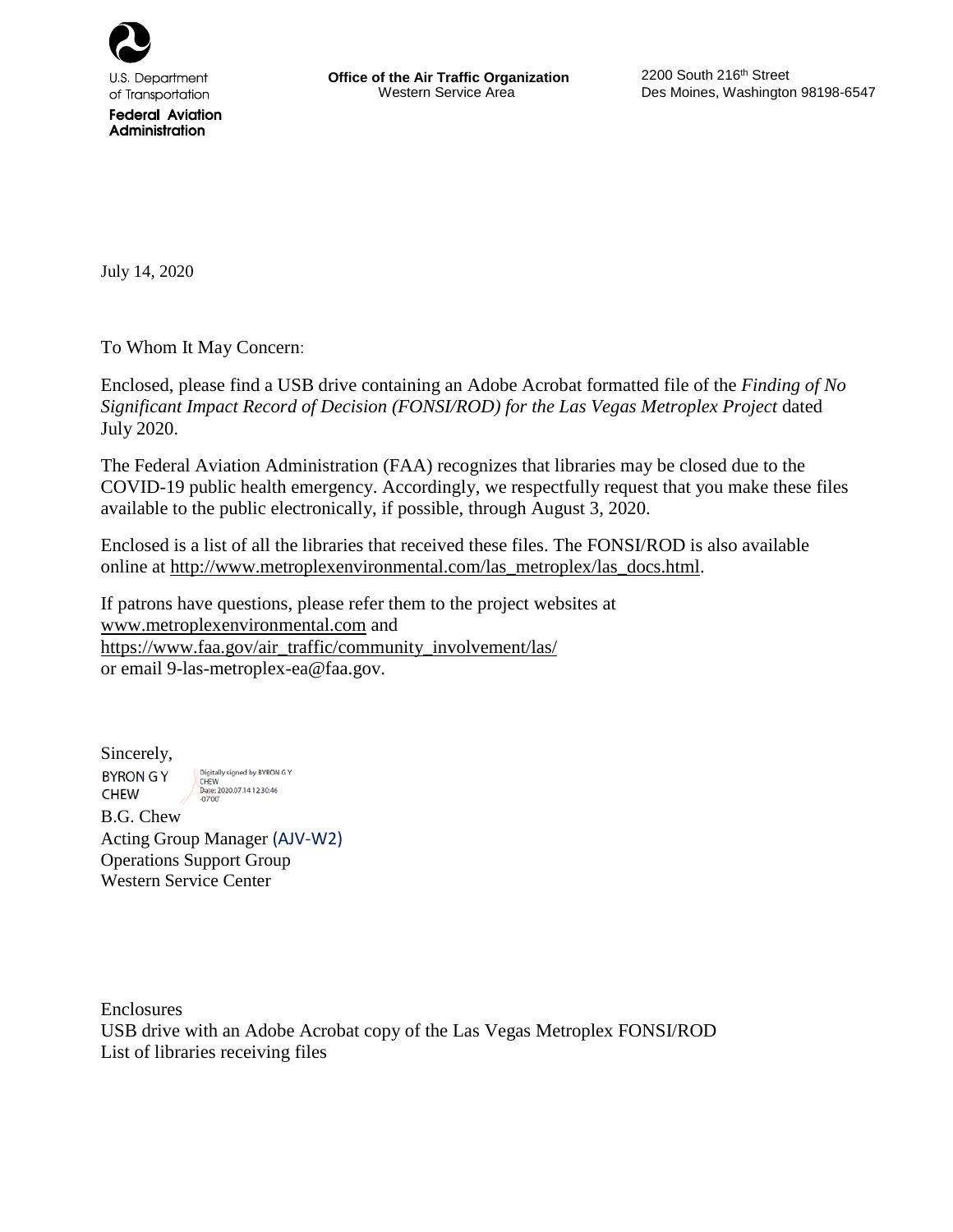U.S. Department of Transportation
**Federal Aviation Administration**

**Office of the Air Traffic Organization**
Western Service Area

2200 South 216th Street
Des Moines, Washington 98198-6547

July 14, 2020

To Whom It May Concern:

Enclosed, please find a USB drive containing an Adobe Acrobat formatted file of the *Finding of No Significant Impact Record of Decision (FONSI/ROD) for the Las Vegas Metroplex Project* dated July 2020.

The Federal Aviation Administration (FAA) recognizes that libraries may be closed due to the COVID-19 public health emergency. Accordingly, we respectfully request that you make these files available to the public electronically, if possible, through August 3, 2020.

Enclosed is a list of all the libraries that received these files. The FONSI/ROD is also available online at http://www.metroplexenvironmental.com/las_metroplex/las_docs.html.

If patrons have questions, please refer them to the project websites at www.metroplexenvironmental.com and https://www.faa.gov/air_traffic/community_involvement/las/ or email 9-las-metroplex-ea@faa.gov.

Sincerely,

BYRON G Y CHEW
Digitally signed by BYRON G Y CHEW
Date: 2020.07.14 12:30:46 -07'00'

B.G. Chew
Acting Group Manager (AJV-W2)
Operations Support Group
Western Service Center

Enclosures
USB drive with an Adobe Acrobat copy of the Las Vegas Metroplex FONSI/ROD
List of libraries receiving files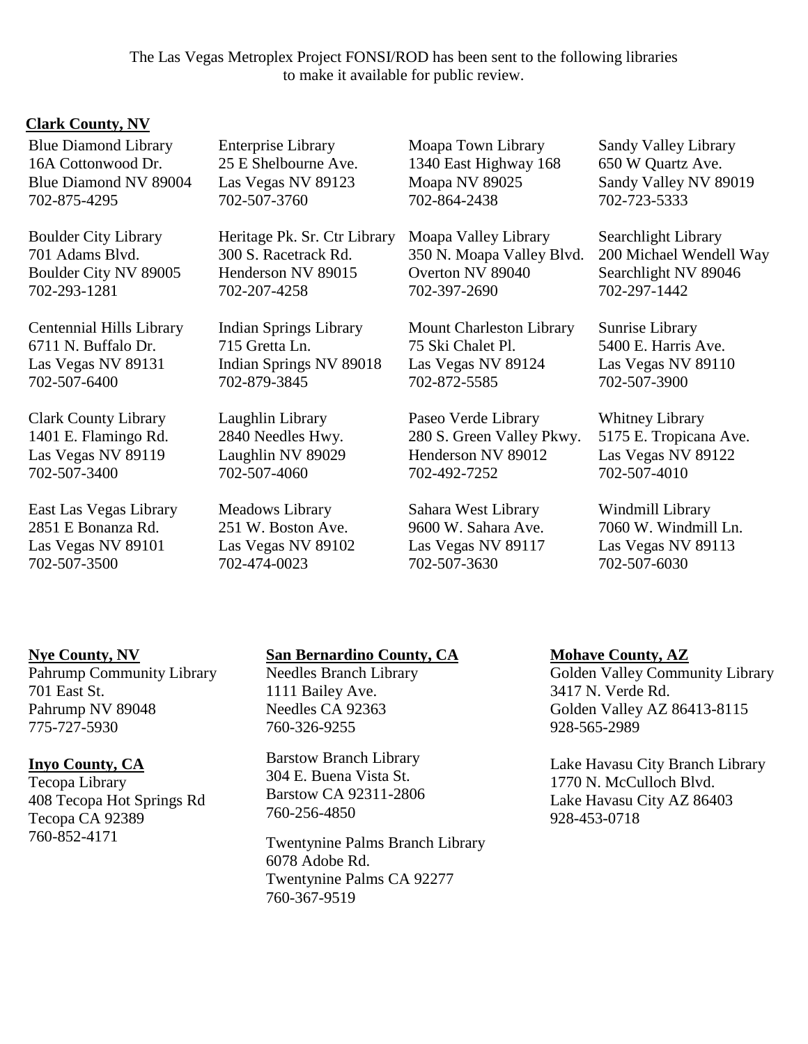The Las Vegas Metroplex Project FONSI/ROD has been sent to the following libraries to make it available for public review.

## Clark County, NV

Blue Diamond Library
16A Cottonwood Dr.
Blue Diamond NV 89004
702-875-4295

Boulder City Library
701 Adams Blvd.
Boulder City NV 89005
702-293-1281

Centennial Hills Library
6711 N. Buffalo Dr.
Las Vegas NV 89131
702-507-6400

Clark County Library
1401 E. Flamingo Rd.
Las Vegas NV 89119
702-507-3400

East Las Vegas Library
2851 E Bonanza Rd.
Las Vegas NV 89101
702-507-3500

Enterprise Library
25 E Shelbourne Ave.
Las Vegas NV 89123
702-507-3760

Heritage Pk. Sr. Ctr Library
300 S. Racetrack Rd.
Henderson NV 89015
702-207-4258

Indian Springs Library
715 Gretta Ln.
Indian Springs NV 89018
702-879-3845

Laughlin Library
2840 Needles Hwy.
Laughlin NV 89029
702-507-4060

Meadows Library
251 W. Boston Ave.
Las Vegas NV 89102
702-474-0023

Moapa Town Library
1340 East Highway 168
Moapa NV 89025
702-864-2438

Moapa Valley Library
350 N. Moapa Valley Blvd.
Overton NV 89040
702-397-2690

Mount Charleston Library
75 Ski Chalet Pl.
Las Vegas NV 89124
702-872-5585

Paseo Verde Library
280 S. Green Valley Pkwy.
Henderson NV 89012
702-492-7252

Sahara West Library
9600 W. Sahara Ave.
Las Vegas NV 89117
702-507-3630

Sandy Valley Library
650 W Quartz Ave.
Sandy Valley NV 89019
702-723-5333

Searchlight Library
200 Michael Wendell Way
Searchlight NV 89046
702-297-1442

Sunrise Library
5400 E. Harris Ave.
Las Vegas NV 89110
702-507-3900

Whitney Library
5175 E. Tropicana Ave.
Las Vegas NV 89122
702-507-4010

Windmill Library
7060 W. Windmill Ln.
Las Vegas NV 89113
702-507-6030

## Nye County, NV

Pahrump Community Library
701 East St.
Pahrump NV 89048
775-727-5930

## Inyo County, CA

Tecopa Library
408 Tecopa Hot Springs Rd
Tecopa CA 92389
760-852-4171

## San Bernardino County, CA

Needles Branch Library
1111 Bailey Ave.
Needles CA 92363
760-326-9255

Barstow Branch Library
304 E. Buena Vista St.
Barstow CA 92311-2806
760-256-4850

Twentynine Palms Branch Library
6078 Adobe Rd.
Twentynine Palms CA 92277
760-367-9519

## Mohave County, AZ

Golden Valley Community Library
3417 N. Verde Rd.
Golden Valley AZ 86413-8115
928-565-2989

Lake Havasu City Branch Library
1770 N. McCulloch Blvd.
Lake Havasu City AZ 86403
928-453-0718